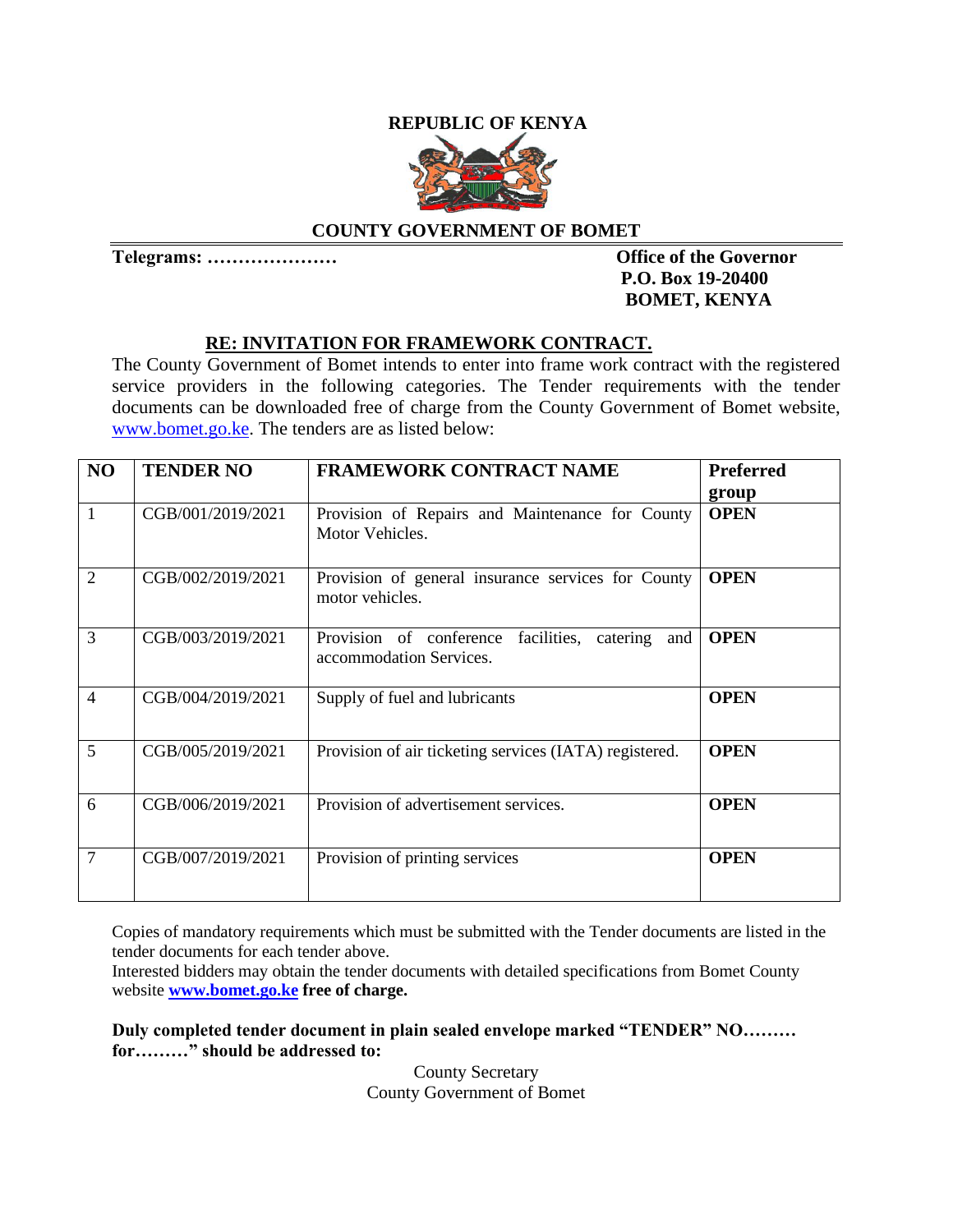**REPUBLIC OF KENYA**

**COUNTY GOVERNMENT OF BOMET**

**Telegrams: …………………**

**Office of the Governor**
**P.O. Box 19-20400**
**BOMET, KENYA**

**RE: INVITATION FOR FRAMEWORK CONTRACT.**

The County Government of Bomet intends to enter into frame work contract with the registered service providers in the following categories. The Tender requirements with the tender documents can be downloaded free of charge from the County Government of Bomet website, www.bomet.go.ke. The tenders are as listed below:

| NO | TENDER NO | FRAMEWORK CONTRACT NAME | Preferred group |
|---|---|---|---|
| 1 | CGB/001/2019/2021 | Provision of Repairs and Maintenance for County Motor Vehicles. | **OPEN** |
| 2 | CGB/002/2019/2021 | Provision of general insurance services for County motor vehicles. | **OPEN** |
| 3 | CGB/003/2019/2021 | Provision of conference facilities, catering and accommodation Services. | **OPEN** |
| 4 | CGB/004/2019/2021 | Supply of fuel and lubricants | **OPEN** |
| 5 | CGB/005/2019/2021 | Provision of air ticketing services (IATA) registered. | **OPEN** |
| 6 | CGB/006/2019/2021 | Provision of advertisement services. | **OPEN** |
| 7 | CGB/007/2019/2021 | Provision of printing services | **OPEN** |

Copies of mandatory requirements which must be submitted with the Tender documents are listed in the tender documents for each tender above.
Interested bidders may obtain the tender documents with detailed specifications from Bomet County website **www.bomet.go.ke free of charge.**

**Duly completed tender document in plain sealed envelope marked "TENDER" NO……… for………" should be addressed to:**

County Secretary
County Government of Bomet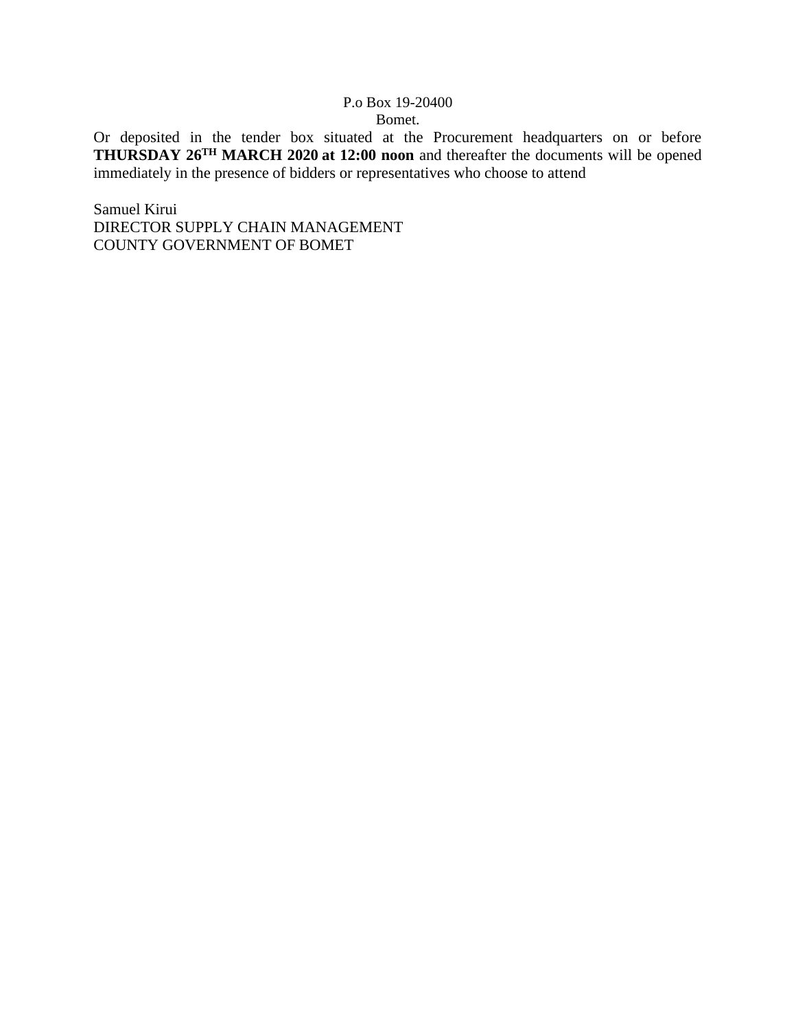P.o Box 19-20400

Bomet.

Or deposited in the tender box situated at the Procurement headquarters on or before **THURSDAY 26TH MARCH 2020 at 12:00 noon** and thereafter the documents will be opened immediately in the presence of bidders or representatives who choose to attend

Samuel Kirui
DIRECTOR SUPPLY CHAIN MANAGEMENT
COUNTY GOVERNMENT OF BOMET